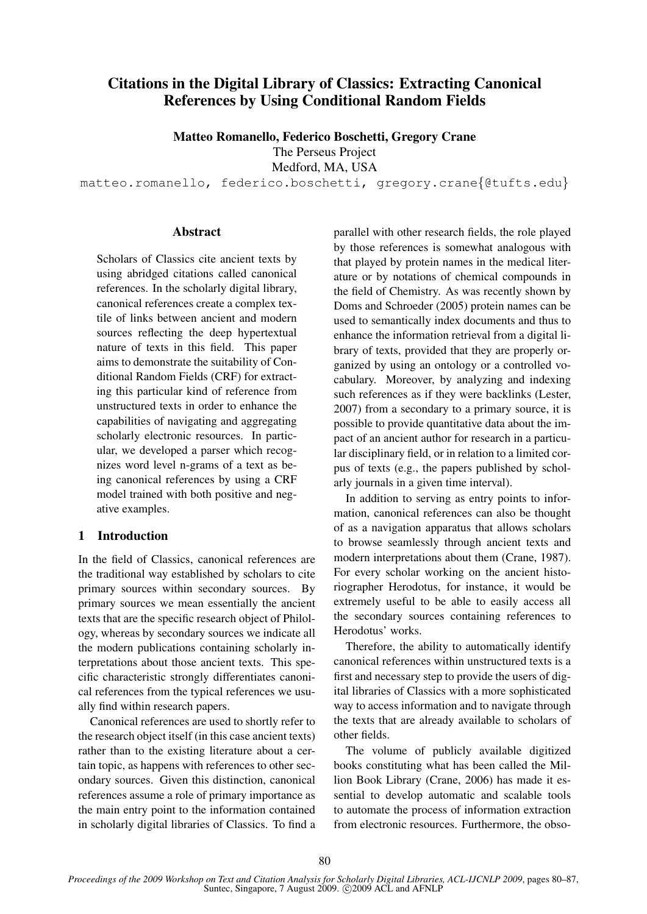# Citations in the Digital Library of Classics: Extracting Canonical References by Using Conditional Random Fields

**Matteo Romanello, Federico Boschetti, Gregory Crane**
The Perseus Project
Medford, MA, USA
matteo.romanello, federico.boschetti, gregory.crane{@tufts.edu}

## Abstract

Scholars of Classics cite ancient texts by using abridged citations called canonical references. In the scholarly digital library, canonical references create a complex textile of links between ancient and modern sources reflecting the deep hypertextual nature of texts in this field. This paper aims to demonstrate the suitability of Conditional Random Fields (CRF) for extracting this particular kind of reference from unstructured texts in order to enhance the capabilities of navigating and aggregating scholarly electronic resources. In particular, we developed a parser which recognizes word level n-grams of a text as being canonical references by using a CRF model trained with both positive and negative examples.

## 1 Introduction

In the field of Classics, canonical references are the traditional way established by scholars to cite primary sources within secondary sources. By primary sources we mean essentially the ancient texts that are the specific research object of Philology, whereas by secondary sources we indicate all the modern publications containing scholarly interpretations about those ancient texts. This specific characteristic strongly differentiates canonical references from the typical references we usually find within research papers.

Canonical references are used to shortly refer to the research object itself (in this case ancient texts) rather than to the existing literature about a certain topic, as happens with references to other secondary sources. Given this distinction, canonical references assume a role of primary importance as the main entry point to the information contained in scholarly digital libraries of Classics. To find a parallel with other research fields, the role played by those references is somewhat analogous with that played by protein names in the medical literature or by notations of chemical compounds in the field of Chemistry. As was recently shown by Doms and Schroeder (2005) protein names can be used to semantically index documents and thus to enhance the information retrieval from a digital library of texts, provided that they are properly organized by using an ontology or a controlled vocabulary. Moreover, by analyzing and indexing such references as if they were backlinks (Lester, 2007) from a secondary to a primary source, it is possible to provide quantitative data about the impact of an ancient author for research in a particular disciplinary field, or in relation to a limited corpus of texts (e.g., the papers published by scholarly journals in a given time interval).

In addition to serving as entry points to information, canonical references can also be thought of as a navigation apparatus that allows scholars to browse seamlessly through ancient texts and modern interpretations about them (Crane, 1987). For every scholar working on the ancient historiographer Herodotus, for instance, it would be extremely useful to be able to easily access all the secondary sources containing references to Herodotus' works.

Therefore, the ability to automatically identify canonical references within unstructured texts is a first and necessary step to provide the users of digital libraries of Classics with a more sophisticated way to access information and to navigate through the texts that are already available to scholars of other fields.

The volume of publicly available digitized books constituting what has been called the Million Book Library (Crane, 2006) has made it essential to develop automatic and scalable tools to automate the process of information extraction from electronic resources. Furthermore, the obso-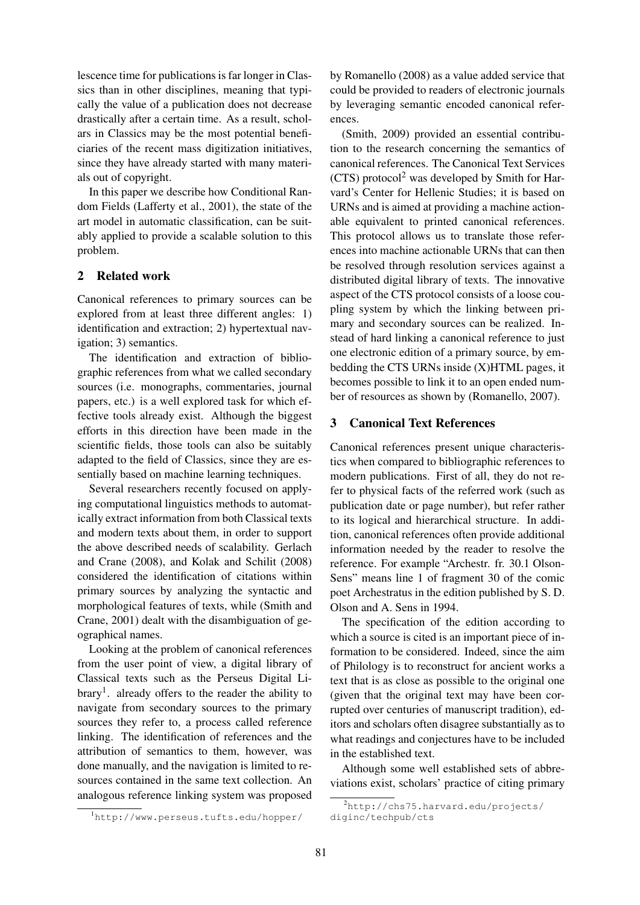lescence time for publications is far longer in Classics than in other disciplines, meaning that typically the value of a publication does not decrease drastically after a certain time. As a result, scholars in Classics may be the most potential beneficiaries of the recent mass digitization initiatives, since they have already started with many materials out of copyright.

In this paper we describe how Conditional Random Fields (Lafferty et al., 2001), the state of the art model in automatic classification, can be suitably applied to provide a scalable solution to this problem.

## 2 Related work

Canonical references to primary sources can be explored from at least three different angles: 1) identification and extraction; 2) hypertextual navigation; 3) semantics.

The identification and extraction of bibliographic references from what we called secondary sources (i.e. monographs, commentaries, journal papers, etc.) is a well explored task for which effective tools already exist. Although the biggest efforts in this direction have been made in the scientific fields, those tools can also be suitably adapted to the field of Classics, since they are essentially based on machine learning techniques.

Several researchers recently focused on applying computational linguistics methods to automatically extract information from both Classical texts and modern texts about them, in order to support the above described needs of scalability. Gerlach and Crane (2008), and Kolak and Schilit (2008) considered the identification of citations within primary sources by analyzing the syntactic and morphological features of texts, while (Smith and Crane, 2001) dealt with the disambiguation of geographical names.

Looking at the problem of canonical references from the user point of view, a digital library of Classical texts such as the Perseus Digital Library[1]. already offers to the reader the ability to navigate from secondary sources to the primary sources they refer to, a process called reference linking. The identification of references and the attribution of semantics to them, however, was done manually, and the navigation is limited to resources contained in the same text collection. An analogous reference linking system was proposed by Romanello (2008) as a value added service that could be provided to readers of electronic journals by leveraging semantic encoded canonical references.

(Smith, 2009) provided an essential contribution to the research concerning the semantics of canonical references. The Canonical Text Services (CTS) protocol[2] was developed by Smith for Harvard's Center for Hellenic Studies; it is based on URNs and is aimed at providing a machine actionable equivalent to printed canonical references. This protocol allows us to translate those references into machine actionable URNs that can then be resolved through resolution services against a distributed digital library of texts. The innovative aspect of the CTS protocol consists of a loose coupling system by which the linking between primary and secondary sources can be realized. Instead of hard linking a canonical reference to just one electronic edition of a primary source, by embedding the CTS URNs inside (X)HTML pages, it becomes possible to link it to an open ended number of resources as shown by (Romanello, 2007).

## 3 Canonical Text References

Canonical references present unique characteristics when compared to bibliographic references to modern publications. First of all, they do not refer to physical facts of the referred work (such as publication date or page number), but refer rather to its logical and hierarchical structure. In addition, canonical references often provide additional information needed by the reader to resolve the reference. For example "Archestr. fr. 30.1 Olson-Sens" means line 1 of fragment 30 of the comic poet Archestratus in the edition published by S. D. Olson and A. Sens in 1994.

The specification of the edition according to which a source is cited is an important piece of information to be considered. Indeed, since the aim of Philology is to reconstruct for ancient works a text that is as close as possible to the original one (given that the original text may have been corrupted over centuries of manuscript tradition), editors and scholars often disagree substantially as to what readings and conjectures have to be included in the established text.

Although some well established sets of abbreviations exist, scholars' practice of citing primary

[1] http://www.perseus.tufts.edu/hopper/

[2] http://chs75.harvard.edu/projects/diginc/techpub/cts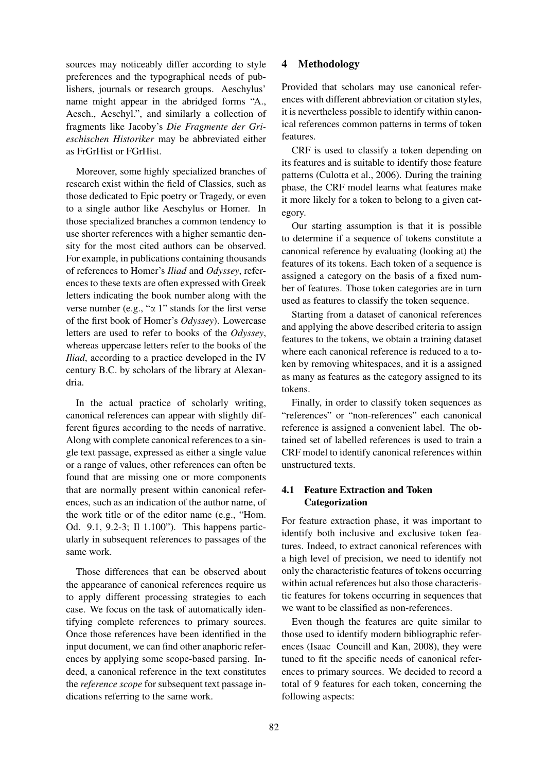sources may noticeably differ according to style preferences and the typographical needs of publishers, journals or research groups. Aeschylus' name might appear in the abridged forms "A., Aesch., Aeschyl.", and similarly a collection of fragments like Jacoby's *Die Fragmente der Grieschischen Historiker* may be abbreviated either as FrGrHist or FGrHist.

Moreover, some highly specialized branches of research exist within the field of Classics, such as those dedicated to Epic poetry or Tragedy, or even to a single author like Aeschylus or Homer. In those specialized branches a common tendency to use shorter references with a higher semantic density for the most cited authors can be observed. For example, in publications containing thousands of references to Homer's *Iliad* and *Odyssey*, references to these texts are often expressed with Greek letters indicating the book number along with the verse number (e.g., "α 1" stands for the first verse of the first book of Homer's *Odyssey*). Lowercase letters are used to refer to books of the *Odyssey*, whereas uppercase letters refer to the books of the *Iliad*, according to a practice developed in the IV century B.C. by scholars of the library at Alexandria.

In the actual practice of scholarly writing, canonical references can appear with slightly different figures according to the needs of narrative. Along with complete canonical references to a single text passage, expressed as either a single value or a range of values, other references can often be found that are missing one or more components that are normally present within canonical references, such as an indication of the author name, of the work title or of the editor name (e.g., "Hom. Od. 9.1, 9.2-3; Il 1.100"). This happens particularly in subsequent references to passages of the same work.

Those differences that can be observed about the appearance of canonical references require us to apply different processing strategies to each case. We focus on the task of automatically identifying complete references to primary sources. Once those references have been identified in the input document, we can find other anaphoric references by applying some scope-based parsing. Indeed, a canonical reference in the text constitutes the *reference scope* for subsequent text passage indications referring to the same work.

## 4 Methodology

Provided that scholars may use canonical references with different abbreviation or citation styles, it is nevertheless possible to identify within canonical references common patterns in terms of token features.

CRF is used to classify a token depending on its features and is suitable to identify those feature patterns (Culotta et al., 2006). During the training phase, the CRF model learns what features make it more likely for a token to belong to a given category.

Our starting assumption is that it is possible to determine if a sequence of tokens constitute a canonical reference by evaluating (looking at) the features of its tokens. Each token of a sequence is assigned a category on the basis of a fixed number of features. Those token categories are in turn used as features to classify the token sequence.

Starting from a dataset of canonical references and applying the above described criteria to assign features to the tokens, we obtain a training dataset where each canonical reference is reduced to a token by removing whitespaces, and it is a assigned as many as features as the category assigned to its tokens.

Finally, in order to classify token sequences as "references" or "non-references" each canonical reference is assigned a convenient label. The obtained set of labelled references is used to train a CRF model to identify canonical references within unstructured texts.

### 4.1 Feature Extraction and Token Categorization

For feature extraction phase, it was important to identify both inclusive and exclusive token features. Indeed, to extract canonical references with a high level of precision, we need to identify not only the characteristic features of tokens occurring within actual references but also those characteristic features for tokens occurring in sequences that we want to be classified as non-references.

Even though the features are quite similar to those used to identify modern bibliographic references (Isaac Councill and Kan, 2008), they were tuned to fit the specific needs of canonical references to primary sources. We decided to record a total of 9 features for each token, concerning the following aspects: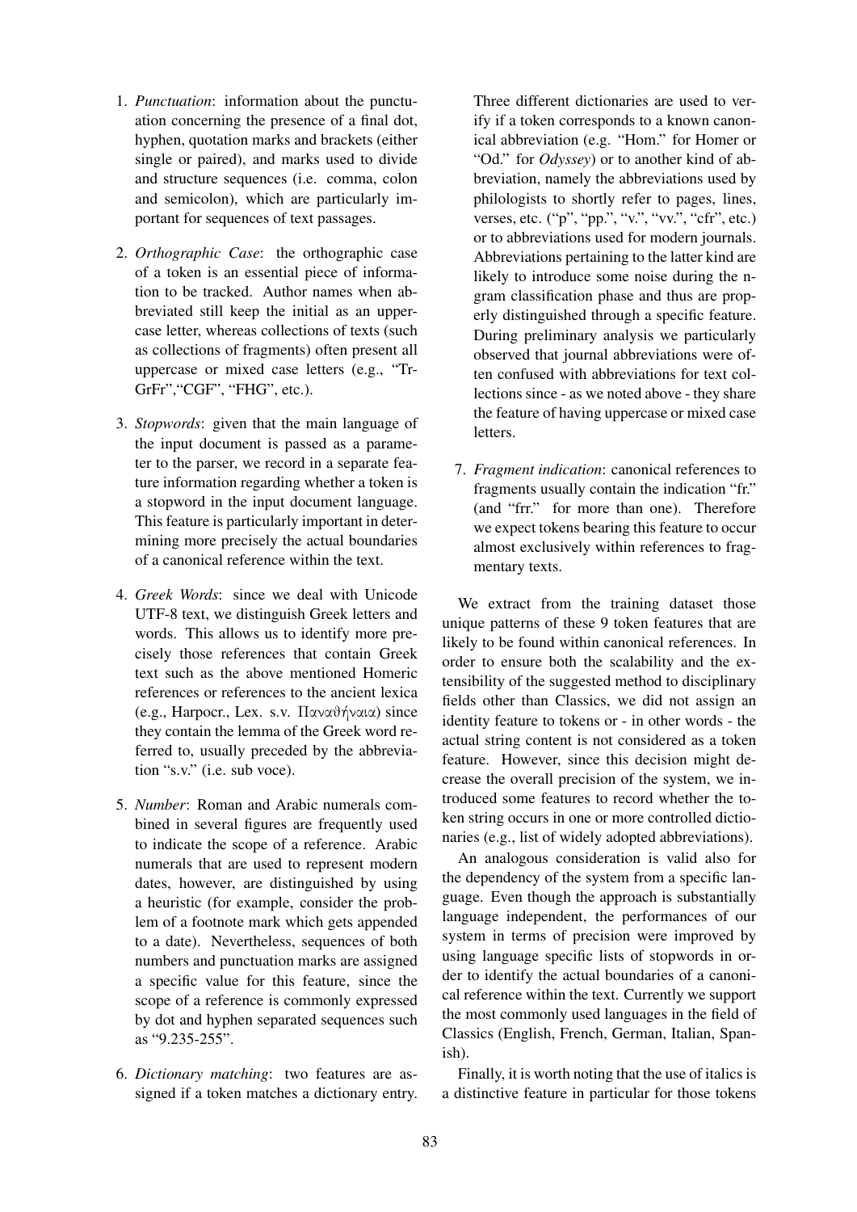1. *Punctuation*: information about the punctuation concerning the presence of a final dot, hyphen, quotation marks and brackets (either single or paired), and marks used to divide and structure sequences (i.e. comma, colon and semicolon), which are particularly important for sequences of text passages.

2. *Orthographic Case*: the orthographic case of a token is an essential piece of information to be tracked. Author names when abbreviated still keep the initial as an uppercase letter, whereas collections of texts (such as collections of fragments) often present all uppercase or mixed case letters (e.g., "TrGrFr","CGF", "FHG", etc.).

3. *Stopwords*: given that the main language of the input document is passed as a parameter to the parser, we record in a separate feature information regarding whether a token is a stopword in the input document language. This feature is particularly important in determining more precisely the actual boundaries of a canonical reference within the text.

4. *Greek Words*: since we deal with Unicode UTF-8 text, we distinguish Greek letters and words. This allows us to identify more precisely those references that contain Greek text such as the above mentioned Homeric references or references to the ancient lexica (e.g., Harpocr., Lex. s.v. Παναθήναια) since they contain the lemma of the Greek word referred to, usually preceded by the abbreviation "s.v." (i.e. sub voce).

5. *Number*: Roman and Arabic numerals combined in several figures are frequently used to indicate the scope of a reference. Arabic numerals that are used to represent modern dates, however, are distinguished by using a heuristic (for example, consider the problem of a footnote mark which gets appended to a date). Nevertheless, sequences of both numbers and punctuation marks are assigned a specific value for this feature, since the scope of a reference is commonly expressed by dot and hyphen separated sequences such as "9.235-255".

6. *Dictionary matching*: two features are assigned if a token matches a dictionary entry. Three different dictionaries are used to verify if a token corresponds to a known canonical abbreviation (e.g. "Hom." for Homer or "Od." for *Odyssey*) or to another kind of abbreviation, namely the abbreviations used by philologists to shortly refer to pages, lines, verses, etc. ("p", "pp.", "v.", "vv.", "cfr", etc.) or to abbreviations used for modern journals. Abbreviations pertaining to the latter kind are likely to introduce some noise during the n-gram classification phase and thus are properly distinguished through a specific feature. During preliminary analysis we particularly observed that journal abbreviations were often confused with abbreviations for text collections since - as we noted above - they share the feature of having uppercase or mixed case letters.

7. *Fragment indication*: canonical references to fragments usually contain the indication "fr." (and "frr." for more than one). Therefore we expect tokens bearing this feature to occur almost exclusively within references to fragmentary texts.

We extract from the training dataset those unique patterns of these 9 token features that are likely to be found within canonical references. In order to ensure both the scalability and the extensibility of the suggested method to disciplinary fields other than Classics, we did not assign an identity feature to tokens or - in other words - the actual string content is not considered as a token feature. However, since this decision might decrease the overall precision of the system, we introduced some features to record whether the token string occurs in one or more controlled dictionaries (e.g., list of widely adopted abbreviations).

An analogous consideration is valid also for the dependency of the system from a specific language. Even though the approach is substantially language independent, the performances of our system in terms of precision were improved by using language specific lists of stopwords in order to identify the actual boundaries of a canonical reference within the text. Currently we support the most commonly used languages in the field of Classics (English, French, German, Italian, Spanish).

Finally, it is worth noting that the use of italics is a distinctive feature in particular for those tokens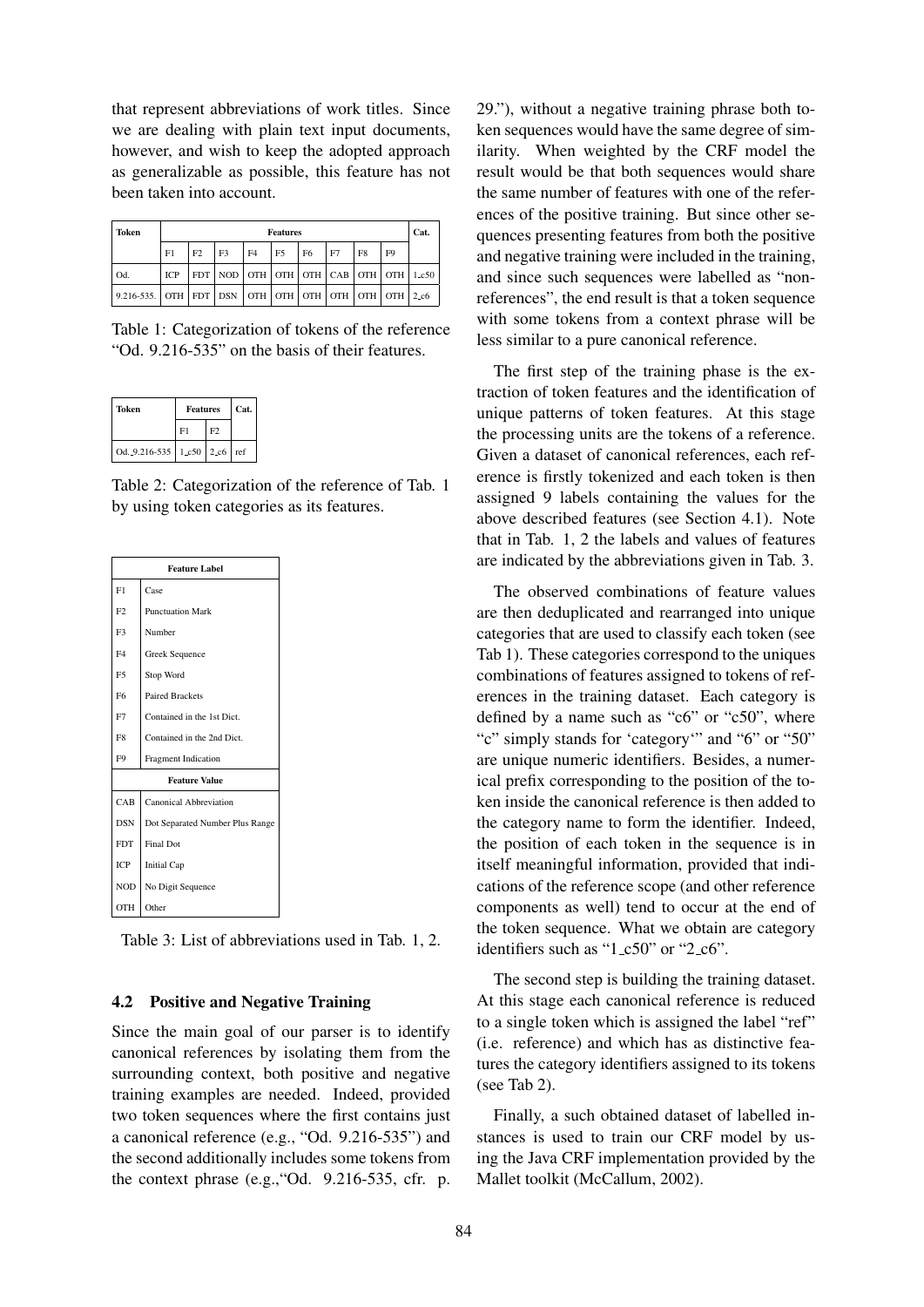that represent abbreviations of work titles. Since we are dealing with plain text input documents, however, and wish to keep the adopted approach as generalizable as possible, this feature has not been taken into account.

| Token | Features | | | | | | | | | Cat. |
|---|---|---|---|---|---|---|---|---|---|---|
| | F1 | F2 | F3 | F4 | F5 | F6 | F7 | F8 | F9 | |
| Od. | ICP | FDT | NOD | OTH | OTH | OTH | CAB | OTH | OTH | 1_c50 |
| 9.216-535. | OTH | FDT | DSN | OTH | OTH | OTH | OTH | OTH | OTH | 2_c6 |

Table 1: Categorization of tokens of the reference "Od. 9.216-535" on the basis of their features.

| Token | Features | | Cat. |
|---|---|---|---|
| | F1 | F2 | |
| Od._9.216-535 | 1_c50 | 2_c6 | ref |

Table 2: Categorization of the reference of Tab. 1 by using token categories as its features.

| Feature Label | |
|---|---|
| F1 | Case |
| F2 | Punctuation Mark |
| F3 | Number |
| F4 | Greek Sequence |
| F5 | Stop Word |
| F6 | Paired Brackets |
| F7 | Contained in the 1st Dict. |
| F8 | Contained in the 2nd Dict. |
| F9 | Fragment Indication |
| **Feature Value** | |
| CAB | Canonical Abbreviation |
| DSN | Dot Separated Number Plus Range |
| FDT | Final Dot |
| ICP | Initial Cap |
| NOD | No Digit Sequence |
| OTH | Other |

Table 3: List of abbreviations used in Tab. 1, 2.

### 4.2 Positive and Negative Training

Since the main goal of our parser is to identify canonical references by isolating them from the surrounding context, both positive and negative training examples are needed. Indeed, provided two token sequences where the first contains just a canonical reference (e.g., "Od. 9.216-535") and the second additionally includes some tokens from the context phrase (e.g.,"Od. 9.216-535, cfr. p. 29."), without a negative training phrase both token sequences would have the same degree of similarity. When weighted by the CRF model the result would be that both sequences would share the same number of features with one of the references of the positive training. But since other sequences presenting features from both the positive and negative training were included in the training, and since such sequences were labelled as "non-references", the end result is that a token sequence with some tokens from a context phrase will be less similar to a pure canonical reference.

The first step of the training phase is the extraction of token features and the identification of unique patterns of token features. At this stage the processing units are the tokens of a reference. Given a dataset of canonical references, each reference is firstly tokenized and each token is then assigned 9 labels containing the values for the above described features (see Section 4.1). Note that in Tab. 1, 2 the labels and values of features are indicated by the abbreviations given in Tab. 3.

The observed combinations of feature values are then deduplicated and rearranged into unique categories that are used to classify each token (see Tab 1). These categories correspond to the uniques combinations of features assigned to tokens of references in the training dataset. Each category is defined by a name such as "c6" or "c50", where "c" simply stands for 'category'" and "6" or "50" are unique numeric identifiers. Besides, a numerical prefix corresponding to the position of the token inside the canonical reference is then added to the category name to form the identifier. Indeed, the position of each token in the sequence is in itself meaningful information, provided that indications of the reference scope (and other reference components as well) tend to occur at the end of the token sequence. What we obtain are category identifiers such as "1_c50" or "2_c6".

The second step is building the training dataset. At this stage each canonical reference is reduced to a single token which is assigned the label "ref" (i.e. reference) and which has as distinctive features the category identifiers assigned to its tokens (see Tab 2).

Finally, a such obtained dataset of labelled instances is used to train our CRF model by using the Java CRF implementation provided by the Mallet toolkit (McCallum, 2002).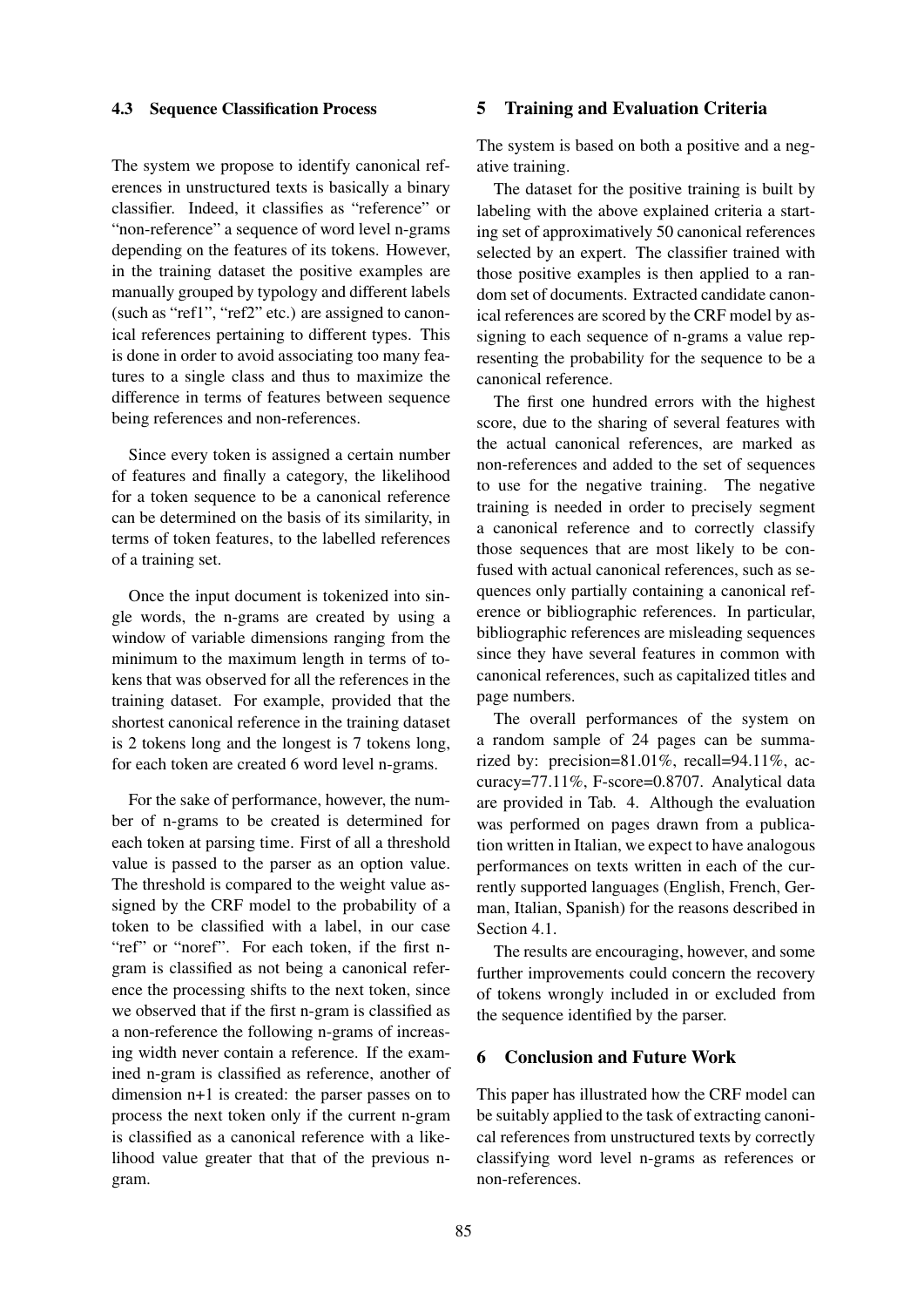### 4.3 Sequence Classification Process

The system we propose to identify canonical references in unstructured texts is basically a binary classifier. Indeed, it classifies as "reference" or "non-reference" a sequence of word level n-grams depending on the features of its tokens. However, in the training dataset the positive examples are manually grouped by typology and different labels (such as "ref1", "ref2" etc.) are assigned to canonical references pertaining to different types. This is done in order to avoid associating too many features to a single class and thus to maximize the difference in terms of features between sequence being references and non-references.

Since every token is assigned a certain number of features and finally a category, the likelihood for a token sequence to be a canonical reference can be determined on the basis of its similarity, in terms of token features, to the labelled references of a training set.

Once the input document is tokenized into single words, the n-grams are created by using a window of variable dimensions ranging from the minimum to the maximum length in terms of tokens that was observed for all the references in the training dataset. For example, provided that the shortest canonical reference in the training dataset is 2 tokens long and the longest is 7 tokens long, for each token are created 6 word level n-grams.

For the sake of performance, however, the number of n-grams to be created is determined for each token at parsing time. First of all a threshold value is passed to the parser as an option value. The threshold is compared to the weight value assigned by the CRF model to the probability of a token to be classified with a label, in our case "ref" or "noref". For each token, if the first n-gram is classified as not being a canonical reference the processing shifts to the next token, since we observed that if the first n-gram is classified as a non-reference the following n-grams of increasing width never contain a reference. If the examined n-gram is classified as reference, another of dimension n+1 is created: the parser passes on to process the next token only if the current n-gram is classified as a canonical reference with a likelihood value greater that that of the previous n-gram.

## 5 Training and Evaluation Criteria

The system is based on both a positive and a negative training.

The dataset for the positive training is built by labeling with the above explained criteria a starting set of approximatively 50 canonical references selected by an expert. The classifier trained with those positive examples is then applied to a random set of documents. Extracted candidate canonical references are scored by the CRF model by assigning to each sequence of n-grams a value representing the probability for the sequence to be a canonical reference.

The first one hundred errors with the highest score, due to the sharing of several features with the actual canonical references, are marked as non-references and added to the set of sequences to use for the negative training. The negative training is needed in order to precisely segment a canonical reference and to correctly classify those sequences that are most likely to be confused with actual canonical references, such as sequences only partially containing a canonical reference or bibliographic references. In particular, bibliographic references are misleading sequences since they have several features in common with canonical references, such as capitalized titles and page numbers.

The overall performances of the system on a random sample of 24 pages can be summarized by: precision=81.01%, recall=94.11%, accuracy=77.11%, F-score=0.8707. Analytical data are provided in Tab. 4. Although the evaluation was performed on pages drawn from a publication written in Italian, we expect to have analogous performances on texts written in each of the currently supported languages (English, French, German, Italian, Spanish) for the reasons described in Section 4.1.

The results are encouraging, however, and some further improvements could concern the recovery of tokens wrongly included in or excluded from the sequence identified by the parser.

## 6 Conclusion and Future Work

This paper has illustrated how the CRF model can be suitably applied to the task of extracting canonical references from unstructured texts by correctly classifying word level n-grams as references or non-references.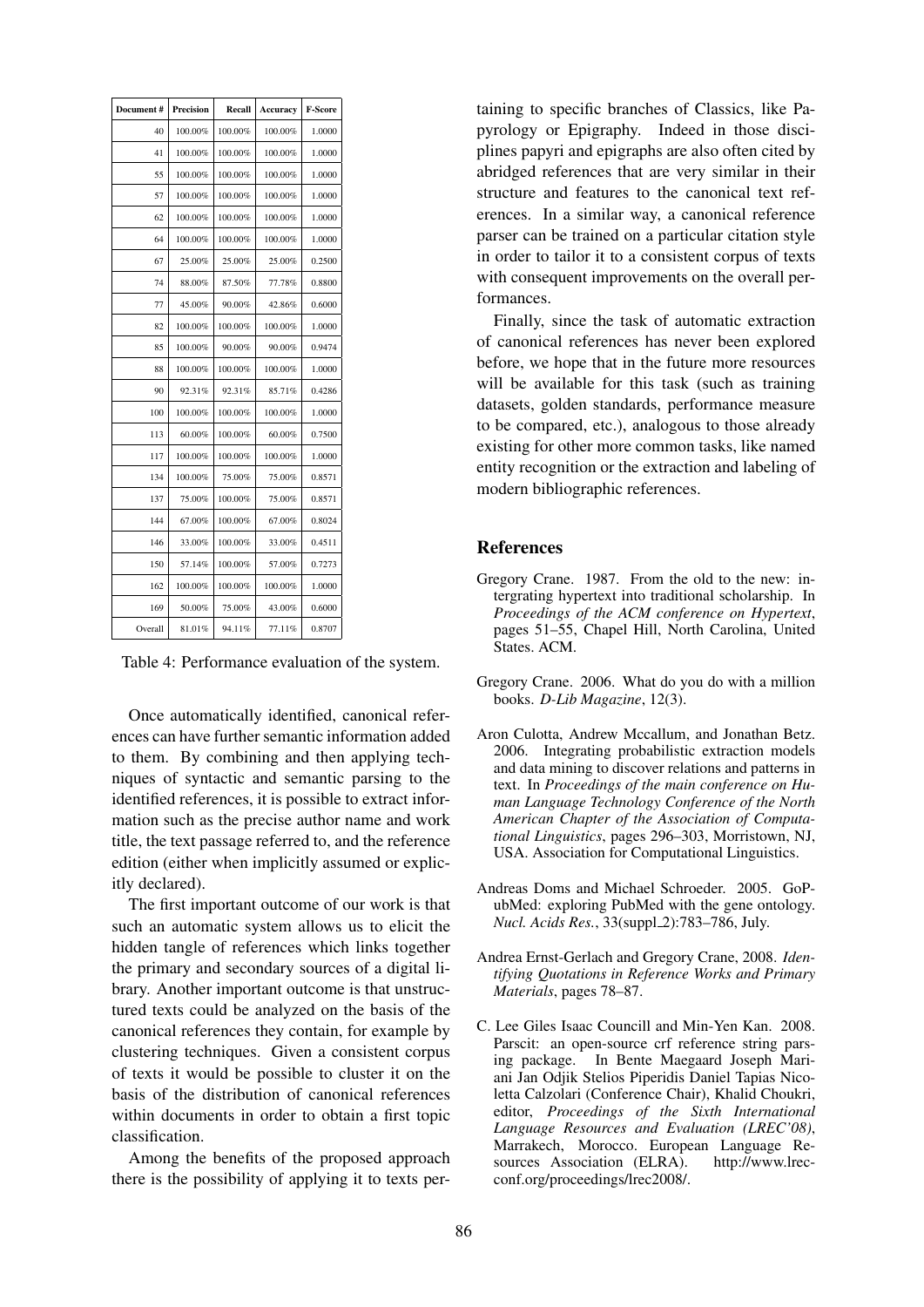| Document # | Precision | Recall | Accuracy | F-Score |
|---|---|---|---|---|
| 40 | 100.00% | 100.00% | 100.00% | 1.0000 |
| 41 | 100.00% | 100.00% | 100.00% | 1.0000 |
| 55 | 100.00% | 100.00% | 100.00% | 1.0000 |
| 57 | 100.00% | 100.00% | 100.00% | 1.0000 |
| 62 | 100.00% | 100.00% | 100.00% | 1.0000 |
| 64 | 100.00% | 100.00% | 100.00% | 1.0000 |
| 67 | 25.00% | 25.00% | 25.00% | 0.2500 |
| 74 | 88.00% | 87.50% | 77.78% | 0.8800 |
| 77 | 45.00% | 90.00% | 42.86% | 0.6000 |
| 82 | 100.00% | 100.00% | 100.00% | 1.0000 |
| 85 | 100.00% | 90.00% | 90.00% | 0.9474 |
| 88 | 100.00% | 100.00% | 100.00% | 1.0000 |
| 90 | 92.31% | 92.31% | 85.71% | 0.4286 |
| 100 | 100.00% | 100.00% | 100.00% | 1.0000 |
| 113 | 60.00% | 100.00% | 60.00% | 0.7500 |
| 117 | 100.00% | 100.00% | 100.00% | 1.0000 |
| 134 | 100.00% | 75.00% | 75.00% | 0.8571 |
| 137 | 75.00% | 100.00% | 75.00% | 0.8571 |
| 144 | 67.00% | 100.00% | 67.00% | 0.8024 |
| 146 | 33.00% | 100.00% | 33.00% | 0.4511 |
| 150 | 57.14% | 100.00% | 57.00% | 0.7273 |
| 162 | 100.00% | 100.00% | 100.00% | 1.0000 |
| 169 | 50.00% | 75.00% | 43.00% | 0.6000 |
| Overall | 81.01% | 94.11% | 77.11% | 0.8707 |

Table 4: Performance evaluation of the system.

Once automatically identified, canonical references can have further semantic information added to them. By combining and then applying techniques of syntactic and semantic parsing to the identified references, it is possible to extract information such as the precise author name and work title, the text passage referred to, and the reference edition (either when implicitly assumed or explicitly declared).

The first important outcome of our work is that such an automatic system allows us to elicit the hidden tangle of references which links together the primary and secondary sources of a digital library. Another important outcome is that unstructured texts could be analyzed on the basis of the canonical references they contain, for example by clustering techniques. Given a consistent corpus of texts it would be possible to cluster it on the basis of the distribution of canonical references within documents in order to obtain a first topic classification.

Among the benefits of the proposed approach there is the possibility of applying it to texts pertaining to specific branches of Classics, like Papyrology or Epigraphy. Indeed in those disciplines papyri and epigraphs are also often cited by abridged references that are very similar in their structure and features to the canonical text references. In a similar way, a canonical reference parser can be trained on a particular citation style in order to tailor it to a consistent corpus of texts with consequent improvements on the overall performances.

Finally, since the task of automatic extraction of canonical references has never been explored before, we hope that in the future more resources will be available for this task (such as training datasets, golden standards, performance measure to be compared, etc.), analogous to those already existing for other more common tasks, like named entity recognition or the extraction and labeling of modern bibliographic references.

## References

Gregory Crane. 1987. From the old to the new: intergrating hypertext into traditional scholarship. In *Proceedings of the ACM conference on Hypertext*, pages 51–55, Chapel Hill, North Carolina, United States. ACM.

Gregory Crane. 2006. What do you do with a million books. *D-Lib Magazine*, 12(3).

Aron Culotta, Andrew Mccallum, and Jonathan Betz. 2006. Integrating probabilistic extraction models and data mining to discover relations and patterns in text. In *Proceedings of the main conference on Human Language Technology Conference of the North American Chapter of the Association of Computational Linguistics*, pages 296–303, Morristown, NJ, USA. Association for Computational Linguistics.

Andreas Doms and Michael Schroeder. 2005. GoPubMed: exploring PubMed with the gene ontology. *Nucl. Acids Res.*, 33(suppl_2):783–786, July.

Andrea Ernst-Gerlach and Gregory Crane, 2008. *Identifying Quotations in Reference Works and Primary Materials*, pages 78–87.

C. Lee Giles Isaac Councill and Min-Yen Kan. 2008. Parscit: an open-source crf reference string parsing package. In Bente Maegaard Joseph Mariani Jan Odjik Stelios Piperidis Daniel Tapias Nicoletta Calzolari (Conference Chair), Khalid Choukri, editor, *Proceedings of the Sixth International Language Resources and Evaluation (LREC'08)*, Marrakech, Morocco. European Language Resources Association (ELRA). http://www.lrec-conf.org/proceedings/lrec2008/.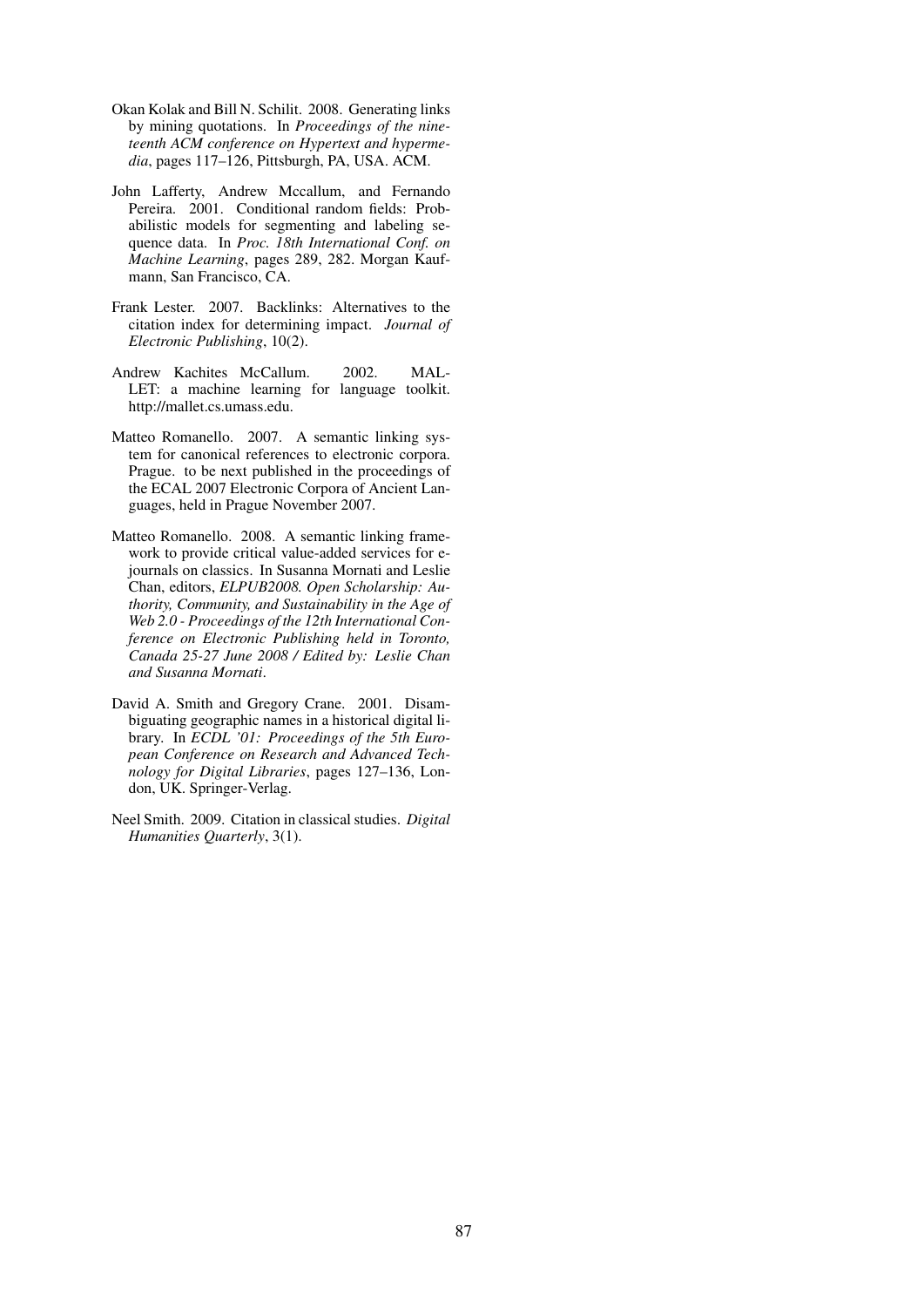Okan Kolak and Bill N. Schilit. 2008. Generating links by mining quotations. In *Proceedings of the nineteenth ACM conference on Hypertext and hypermedia*, pages 117–126, Pittsburgh, PA, USA. ACM.

John Lafferty, Andrew Mccallum, and Fernando Pereira. 2001. Conditional random fields: Probabilistic models for segmenting and labeling sequence data. In *Proc. 18th International Conf. on Machine Learning*, pages 289, 282. Morgan Kaufmann, San Francisco, CA.

Frank Lester. 2007. Backlinks: Alternatives to the citation index for determining impact. *Journal of Electronic Publishing*, 10(2).

Andrew Kachites McCallum. 2002. MALLET: a machine learning for language toolkit. http://mallet.cs.umass.edu.

Matteo Romanello. 2007. A semantic linking system for canonical references to electronic corpora. Prague. to be next published in the proceedings of the ECAL 2007 Electronic Corpora of Ancient Languages, held in Prague November 2007.

Matteo Romanello. 2008. A semantic linking framework to provide critical value-added services for e-journals on classics. In Susanna Mornati and Leslie Chan, editors, *ELPUB2008. Open Scholarship: Authority, Community, and Sustainability in the Age of Web 2.0 - Proceedings of the 12th International Conference on Electronic Publishing held in Toronto, Canada 25-27 June 2008 / Edited by: Leslie Chan and Susanna Mornati*.

David A. Smith and Gregory Crane. 2001. Disambiguating geographic names in a historical digital library. In *ECDL '01: Proceedings of the 5th European Conference on Research and Advanced Technology for Digital Libraries*, pages 127–136, London, UK. Springer-Verlag.

Neel Smith. 2009. Citation in classical studies. *Digital Humanities Quarterly*, 3(1).